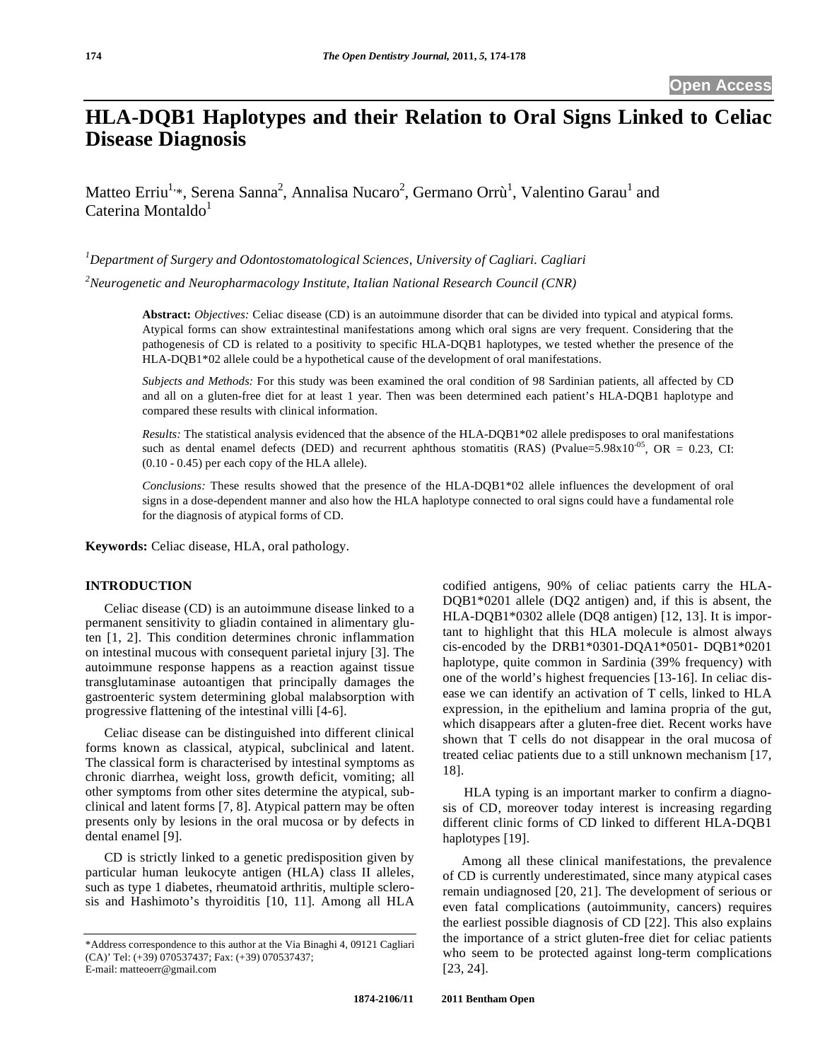Open Access

# HLA-DQB1 Haplotypes and their Relation to Oral Signs Linked to Celiac Disease Diagnosis

Matteo Erriu[1,*], Serena Sanna[2], Annalisa Nucaro[2], Germano Orrù[1], Valentino Garau[1] and Caterina Montaldo[1]

[1]*Department of Surgery and Odontostomatological Sciences, University of Cagliari. Cagliari*

[2]*Neurogenetic and Neuropharmacology Institute, Italian National Research Council (CNR)*

**Abstract:** *Objectives:* Celiac disease (CD) is an autoimmune disorder that can be divided into typical and atypical forms. Atypical forms can show extraintestinal manifestations among which oral signs are very frequent. Considering that the pathogenesis of CD is related to a positivity to specific HLA-DQB1 haplotypes, we tested whether the presence of the HLA-DQB1*02 allele could be a hypothetical cause of the development of oral manifestations.

*Subjects and Methods:* For this study was been examined the oral condition of 98 Sardinian patients, all affected by CD and all on a gluten-free diet for at least 1 year. Then was been determined each patient's HLA-DQB1 haplotype and compared these results with clinical information.

*Results:* The statistical analysis evidenced that the absence of the HLA-DQB1*02 allele predisposes to oral manifestations such as dental enamel defects (DED) and recurrent aphthous stomatitis (RAS) (Pvalue=$5.98 \times 10^{-05}$, OR = 0.23, CI: (0.10 - 0.45) per each copy of the HLA allele).

*Conclusions:* These results showed that the presence of the HLA-DQB1*02 allele influences the development of oral signs in a dose-dependent manner and also how the HLA haplotype connected to oral signs could have a fundamental role for the diagnosis of atypical forms of CD.

**Keywords:** Celiac disease, HLA, oral pathology.

## INTRODUCTION

Celiac disease (CD) is an autoimmune disease linked to a permanent sensitivity to gliadin contained in alimentary gluten [1, 2]. This condition determines chronic inflammation on intestinal mucous with consequent parietal injury [3]. The autoimmune response happens as a reaction against tissue transglutaminase autoantigen that principally damages the gastroenteric system determining global malabsorption with progressive flattening of the intestinal villi [4-6].

Celiac disease can be distinguished into different clinical forms known as classical, atypical, subclinical and latent. The classical form is characterised by intestinal symptoms as chronic diarrhea, weight loss, growth deficit, vomiting; all other symptoms from other sites determine the atypical, subclinical and latent forms [7, 8]. Atypical pattern may be often presents only by lesions in the oral mucosa or by defects in dental enamel [9].

CD is strictly linked to a genetic predisposition given by particular human leukocyte antigen (HLA) class II alleles, such as type 1 diabetes, rheumatoid arthritis, multiple sclerosis and Hashimoto's thyroiditis [10, 11]. Among all HLA codified antigens, 90% of celiac patients carry the HLA-DQB1*0201 allele (DQ2 antigen) and, if this is absent, the HLA-DQB1*0302 allele (DQ8 antigen) [12, 13]. It is important to highlight that this HLA molecule is almost always cis-encoded by the DRB1*0301-DQA1*0501- DQB1*0201 haplotype, quite common in Sardinia (39% frequency) with one of the world's highest frequencies [13-16]. In celiac disease we can identify an activation of T cells, linked to HLA expression, in the epithelium and lamina propria of the gut, which disappears after a gluten-free diet. Recent works have shown that T cells do not disappear in the oral mucosa of treated celiac patients due to a still unknown mechanism [17, 18].

HLA typing is an important marker to confirm a diagnosis of CD, moreover today interest is increasing regarding different clinic forms of CD linked to different HLA-DQB1 haplotypes [19].

Among all these clinical manifestations, the prevalence of CD is currently underestimated, since many atypical cases remain undiagnosed [20, 21]. The development of serious or even fatal complications (autoimmunity, cancers) requires the earliest possible diagnosis of CD [22]. This also explains the importance of a strict gluten-free diet for celiac patients who seem to be protected against long-term complications [23, 24].

*Address correspondence to this author at the Via Binaghi 4, 09121 Cagliari (CA)' Tel: (+39) 070537437; Fax: (+39) 070537437;
E-mail: matteoerr@gmail.com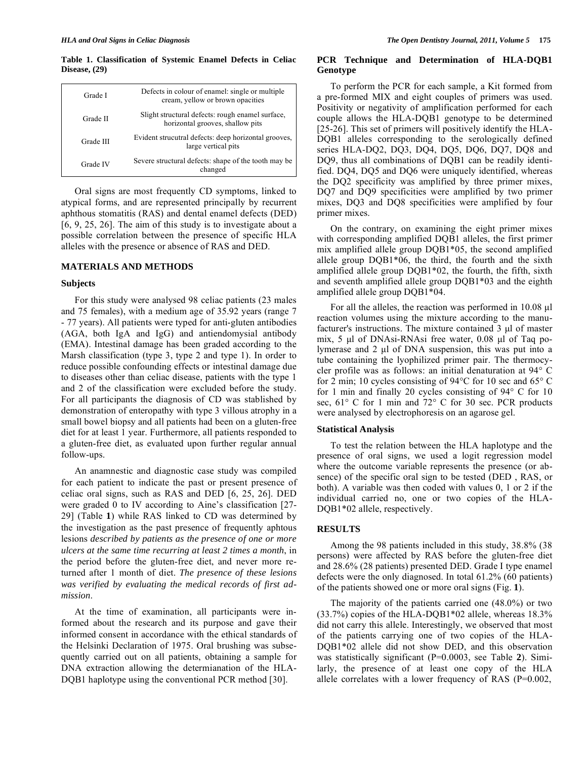**Table 1. Classification of Systemic Enamel Defects in Celiac Disease, (29)**

| | |
|---|---|
| Grade I | Defects in colour of enamel: single or multiple cream, yellow or brown opacities |
| Grade II | Slight structural defects: rough enamel surface, horizontal grooves, shallow pits |
| Grade III | Evident strucutral defects: deep horizontal grooves, large vertical pits |
| Grade IV | Severe structural defects: shape of the tooth may be changed |

Oral signs are most frequently CD symptoms, linked to atypical forms, and are represented principally by recurrent aphthous stomatitis (RAS) and dental enamel defects (DED) [6, 9, 25, 26]. The aim of this study is to investigate about a possible correlation between the presence of specific HLA alleles with the presence or absence of RAS and DED.

## MATERIALS AND METHODS

### Subjects

For this study were analysed 98 celiac patients (23 males and 75 females), with a medium age of 35.92 years (range 7 - 77 years). All patients were typed for anti-gluten antibodies (AGA, both IgA and IgG) and antiendomysial antibody (EMA). Intestinal damage has been graded according to the Marsh classification (type 3, type 2 and type 1). In order to reduce possible confounding effects or intestinal damage due to diseases other than celiac disease, patients with the type 1 and 2 of the classification were excluded before the study. For all participants the diagnosis of CD was stablished by demonstration of enteropathy with type 3 villous atrophy in a small bowel biopsy and all patients had been on a gluten-free diet for at least 1 year. Furthermore, all patients responded to a gluten-free diet, as evaluated upon further regular annual follow-ups.

An anamnestic and diagnostic case study was compiled for each patient to indicate the past or present presence of celiac oral signs, such as RAS and DED [6, 25, 26]. DED were graded 0 to IV according to Aine's classification [27-29] (Table **1**) while RAS linked to CD was determined by the investigation as the past presence of frequently aphtous lesions *described by patients as the presence of one or more ulcers at the same time recurring at least 2 times a month*, in the period before the gluten-free diet, and never more returned after 1 month of diet. *The presence of these lesions was verified by evaluating the medical records of first admission*.

At the time of examination, all participants were informed about the research and its purpose and gave their informed consent in accordance with the ethical standards of the Helsinki Declaration of 1975. Oral brushing was subsequently carried out on all patients, obtaining a sample for DNA extraction allowing the determianation of the HLA-DQB1 haplotype using the conventional PCR method [30].

### PCR Technique and Determination of HLA-DQB1 Genotype

To perform the PCR for each sample, a Kit formed from a pre-formed MIX and eight couples of primers was used. Positivity or negativity of amplification performed for each couple allows the HLA-DQB1 genotype to be determined [25-26]. This set of primers will positively identify the HLA-DQB1 alleles corresponding to the serologically defined series HLA-DQ2, DQ3, DQ4, DQ5, DQ6, DQ7, DQ8 and DQ9, thus all combinations of DQB1 can be readily identified. DQ4, DQ5 and DQ6 were uniquely identified, whereas the DQ2 specificity was amplified by three primer mixes, DQ7 and DQ9 specificities were amplified by two primer mixes, DQ3 and DQ8 specificities were amplified by four primer mixes.

On the contrary, on examining the eight primer mixes with corresponding amplified DQB1 alleles, the first primer mix amplified allele group DQB1*05, the second amplified allele group DQB1*06, the third, the fourth and the sixth amplified allele group DQB1*02, the fourth, the fifth, sixth and seventh amplified allele group DQB1*03 and the eighth amplified allele group DQB1*04.

For all the alleles, the reaction was performed in 10.08 µl reaction volumes using the mixture according to the manufacturer's instructions. The mixture contained 3 µl of master mix, 5 µl of DNAsi-RNAsi free water, 0.08 µl of Taq polymerase and 2 µl of DNA suspension, this was put into a tube containing the lyophilized primer pair. The thermocycler profile was as follows: an initial denaturation at 94° C for 2 min; 10 cycles consisting of 94°C for 10 sec and 65° C for 1 min and finally 20 cycles consisting of 94° C for 10 sec, 61° C for 1 min and 72° C for 30 sec. PCR products were analysed by electrophoresis on an agarose gel.

### Statistical Analysis

To test the relation between the HLA haplotype and the presence of oral signs, we used a logit regression model where the outcome variable represents the presence (or absence) of the specific oral sign to be tested (DED , RAS, or both). A variable was then coded with values 0, 1 or 2 if the individual carried no, one or two copies of the HLA-DQB1*02 allele, respectively.

## RESULTS

Among the 98 patients included in this study, 38.8% (38 persons) were affected by RAS before the gluten-free diet and 28.6% (28 patients) presented DED. Grade I type enamel defects were the only diagnosed. In total 61.2% (60 patients) of the patients showed one or more oral signs (Fig. **1**).

The majority of the patients carried one (48.0%) or two (33.7%) copies of the HLA-DQB1*02 allele, whereas 18.3% did not carry this allele. Interestingly, we observed that most of the patients carrying one of two copies of the HLA-DQB1*02 allele did not show DED, and this observation was statistically significant (P=0.0003, see Table **2**). Similarly, the presence of at least one copy of the HLA allele correlates with a lower frequency of RAS (P=0.002,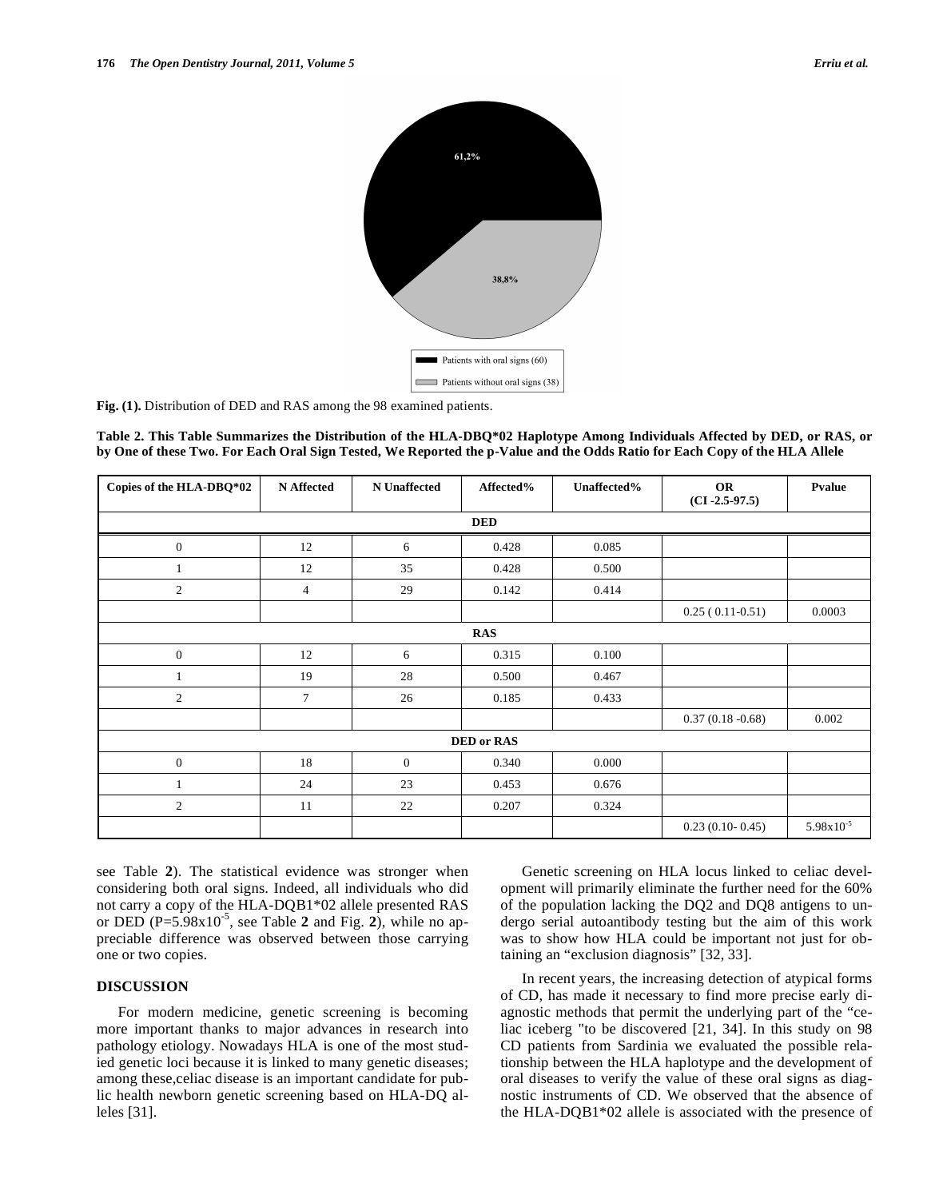Fig. (1). Distribution of DED and RAS among the 98 examined patients.

**Table 2. This Table Summarizes the Distribution of the HLA-DBQ*02 Haplotype Among Individuals Affected by DED, or RAS, or by One of these Two. For Each Oral Sign Tested, We Reported the p-Value and the Odds Ratio for Each Copy of the HLA Allele**

| Copies of the HLA-DBQ*02 | N Affected | N Unaffected | Affected% | Unaffected% | OR (CI -2.5-97.5) | Pvalue |
|---|---|---|---|---|---|---|
| **DED** | | | | | | |
| 0 | 12 | 6 | 0.428 | 0.085 | | |
| 1 | 12 | 35 | 0.428 | 0.500 | | |
| 2 | 4 | 29 | 0.142 | 0.414 | | |
| | | | | | 0.25 ( 0.11-0.51) | 0.0003 |
| **RAS** | | | | | | |
| 0 | 12 | 6 | 0.315 | 0.100 | | |
| 1 | 19 | 28 | 0.500 | 0.467 | | |
| 2 | 7 | 26 | 0.185 | 0.433 | | |
| | | | | | 0.37 (0.18 -0.68) | 0.002 |
| **DED or RAS** | | | | | | |
| 0 | 18 | 0 | 0.340 | 0.000 | | |
| 1 | 24 | 23 | 0.453 | 0.676 | | |
| 2 | 11 | 22 | 0.207 | 0.324 | | |
| | | | | | 0.23 (0.10- 0.45) | $5.98\times10^{-5}$ |

see Table **2**). The statistical evidence was stronger when considering both oral signs. Indeed, all individuals who did not carry a copy of the HLA-DQB1*02 allele presented RAS or DED ($P=5.98\times10^{-5}$, see Table **2** and Fig. **2**), while no appreciable difference was observed between those carrying one or two copies.

## DISCUSSION

For modern medicine, genetic screening is becoming more important thanks to major advances in research into pathology etiology. Nowadays HLA is one of the most studied genetic loci because it is linked to many genetic diseases; among these,celiac disease is an important candidate for public health newborn genetic screening based on HLA-DQ alleles [31].

Genetic screening on HLA locus linked to celiac development will primarily eliminate the further need for the 60% of the population lacking the DQ2 and DQ8 antigens to undergo serial autoantibody testing but the aim of this work was to show how HLA could be important not just for obtaining an "exclusion diagnosis" [32, 33].

In recent years, the increasing detection of atypical forms of CD, has made it necessary to find more precise early diagnostic methods that permit the underlying part of the "celiac iceberg "to be discovered [21, 34]. In this study on 98 CD patients from Sardinia we evaluated the possible relationship between the HLA haplotype and the development of oral diseases to verify the value of these oral signs as diagnostic instruments of CD. We observed that the absence of the HLA-DQB1*02 allele is associated with the presence of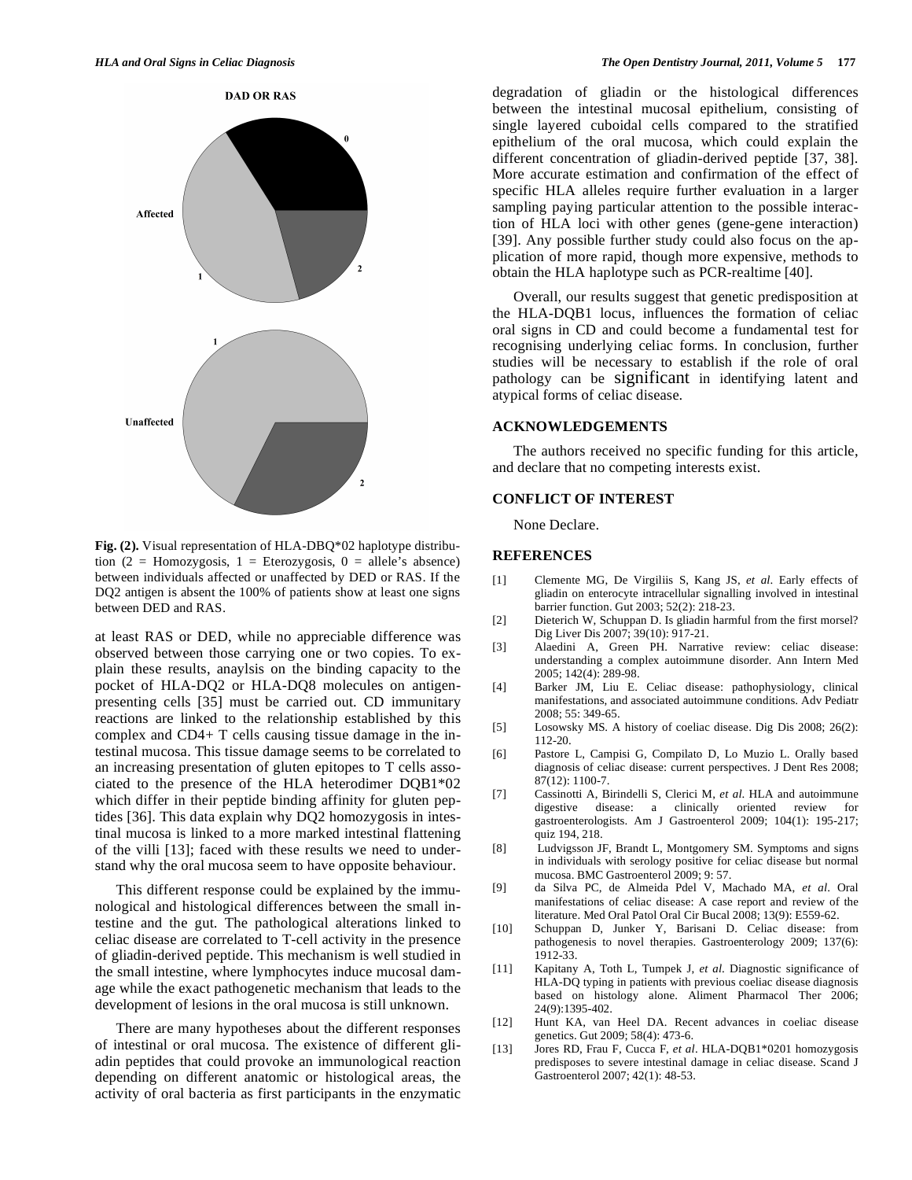**Fig. (2).** Visual representation of HLA-DBQ*02 haplotype distribution (2 = Homozygosis, 1 = Eterozygosis, 0 = allele's absence) between individuals affected or unaffected by DED or RAS. If the DQ2 antigen is absent the 100% of patients show at least one signs between DED and RAS.

at least RAS or DED, while no appreciable difference was observed between those carrying one or two copies. To explain these results, anaylsis on the binding capacity to the pocket of HLA-DQ2 or HLA-DQ8 molecules on antigen-presenting cells [35] must be carried out. CD immunitary reactions are linked to the relationship established by this complex and CD4+ T cells causing tissue damage in the intestinal mucosa. This tissue damage seems to be correlated to an increasing presentation of gluten epitopes to T cells associated to the presence of the HLA heterodimer DQB1*02 which differ in their peptide binding affinity for gluten peptides [36]. This data explain why DQ2 homozygosis in intestinal mucosa is linked to a more marked intestinal flattening of the villi [13]; faced with these results we need to understand why the oral mucosa seem to have opposite behaviour.

This different response could be explained by the immunological and histological differences between the small intestine and the gut. The pathological alterations linked to celiac disease are correlated to T-cell activity in the presence of gliadin-derived peptide. This mechanism is well studied in the small intestine, where lymphocytes induce mucosal damage while the exact pathogenetic mechanism that leads to the development of lesions in the oral mucosa is still unknown.

There are many hypotheses about the different responses of intestinal or oral mucosa. The existence of different gliadin peptides that could provoke an immunological reaction depending on different anatomic or histological areas, the activity of oral bacteria as first participants in the enzymatic degradation of gliadin or the histological differences between the intestinal mucosal epithelium, consisting of single layered cuboidal cells compared to the stratified epithelium of the oral mucosa, which could explain the different concentration of gliadin-derived peptide [37, 38]. More accurate estimation and confirmation of the effect of specific HLA alleles require further evaluation in a larger sampling paying particular attention to the possible interaction of HLA loci with other genes (gene-gene interaction) [39]. Any possible further study could also focus on the application of more rapid, though more expensive, methods to obtain the HLA haplotype such as PCR-realtime [40].

Overall, our results suggest that genetic predisposition at the HLA-DQB1 locus, influences the formation of celiac oral signs in CD and could become a fundamental test for recognising underlying celiac forms. In conclusion, further studies will be necessary to establish if the role of oral pathology can be significant in identifying latent and atypical forms of celiac disease.

## ACKNOWLEDGEMENTS

The authors received no specific funding for this article, and declare that no competing interests exist.

## CONFLICT OF INTEREST

None Declare.

## REFERENCES

[1] Clemente MG, De Virgiliis S, Kang JS, *et al*. Early effects of gliadin on enterocyte intracellular signalling involved in intestinal barrier function. Gut 2003; 52(2): 218-23.

[2] Dieterich W, Schuppan D. Is gliadin harmful from the first morsel? Dig Liver Dis 2007; 39(10): 917-21.

[3] Alaedini A, Green PH. Narrative review: celiac disease: understanding a complex autoimmune disorder. Ann Intern Med 2005; 142(4): 289-98.

[4] Barker JM, Liu E. Celiac disease: pathophysiology, clinical manifestations, and associated autoimmune conditions. Adv Pediatr 2008; 55: 349-65.

[5] Losowsky MS. A history of coeliac disease. Dig Dis 2008; 26(2): 112-20.

[6] Pastore L, Campisi G, Compilato D, Lo Muzio L. Orally based diagnosis of celiac disease: current perspectives. J Dent Res 2008; 87(12): 1100-7.

[7] Cassinotti A, Birindelli S, Clerici M, *et al*. HLA and autoimmune digestive disease: a clinically oriented review for gastroenterologists. Am J Gastroenterol 2009; 104(1): 195-217; quiz 194, 218.

[8] Ludvigsson JF, Brandt L, Montgomery SM. Symptoms and signs in individuals with serology positive for celiac disease but normal mucosa. BMC Gastroenterol 2009; 9: 57.

[9] da Silva PC, de Almeida Pdel V, Machado MA, *et al*. Oral manifestations of celiac disease: A case report and review of the literature. Med Oral Patol Oral Cir Bucal 2008; 13(9): E559-62.

[10] Schuppan D, Junker Y, Barisani D. Celiac disease: from pathogenesis to novel therapies. Gastroenterology 2009; 137(6): 1912-33.

[11] Kapitany A, Toth L, Tumpek J, *et al*. Diagnostic significance of HLA-DQ typing in patients with previous coeliac disease diagnosis based on histology alone. Aliment Pharmacol Ther 2006; 24(9):1395-402.

[12] Hunt KA, van Heel DA. Recent advances in coeliac disease genetics. Gut 2009; 58(4): 473-6.

[13] Jores RD, Frau F, Cucca F, *et al*. HLA-DQB1*0201 homozygosis predisposes to severe intestinal damage in celiac disease. Scand J Gastroenterol 2007; 42(1): 48-53.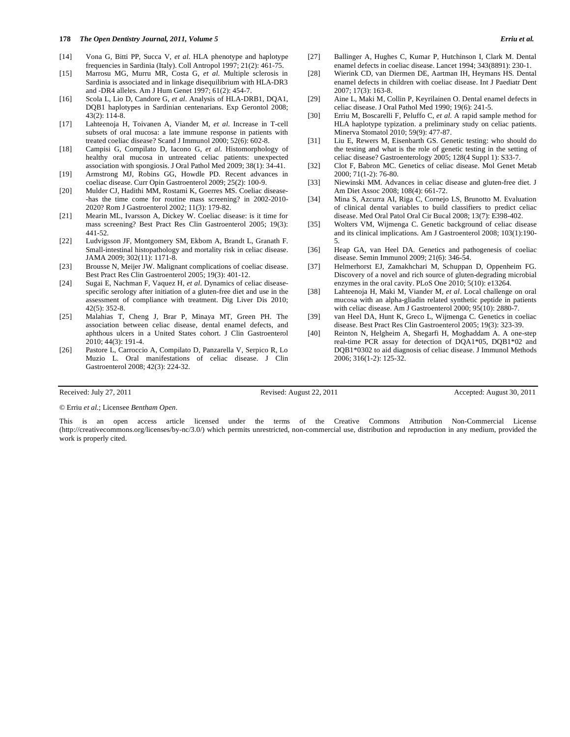[14] Vona G, Bitti PP, Succa V, *et al.* HLA phenotype and haplotype frequencies in Sardinia (Italy). Coll Antropol 1997; 21(2): 461-75.

[15] Marrosu MG, Murru MR, Costa G, *et al.* Multiple sclerosis in Sardinia is associated and in linkage disequilibrium with HLA-DR3 and -DR4 alleles. Am J Hum Genet 1997; 61(2): 454-7.

[16] Scola L, Lio D, Candore G, *et al.* Analysis of HLA-DRB1, DQA1, DQB1 haplotypes in Sardinian centenarians. Exp Gerontol 2008; 43(2): 114-8.

[17] Lahteenoja H, Toivanen A, Viander M, *et al.* Increase in T-cell subsets of oral mucosa: a late immune response in patients with treated coeliac disease? Scand J Immunol 2000; 52(6): 602-8.

[18] Campisi G, Compilato D, Iacono G, *et al.* Histomorphology of healthy oral mucosa in untreated celiac patients: unexpected association with spongiosis. J Oral Pathol Med 2009; 38(1): 34-41.

[19] Armstrong MJ, Robins GG, Howdle PD. Recent advances in coeliac disease. Curr Opin Gastroenterol 2009; 25(2): 100-9.

[20] Mulder CJ, Hadithi MM, Rostami K, Goerres MS. Coeliac disease--has the time come for routine mass screening? in 2002-2010-2020? Rom J Gastroenterol 2002; 11(3): 179-82.

[21] Mearin ML, Ivarsson A, Dickey W. Coeliac disease: is it time for mass screening? Best Pract Res Clin Gastroenterol 2005; 19(3): 441-52.

[22] Ludvigsson JF, Montgomery SM, Ekbom A, Brandt L, Granath F. Small-intestinal histopathology and mortality risk in celiac disease. JAMA 2009; 302(11): 1171-8.

[23] Brousse N, Meijer JW. Malignant complications of coeliac disease. Best Pract Res Clin Gastroenterol 2005; 19(3): 401-12.

[24] Sugai E, Nachman F, Vaquez H, *et al.* Dynamics of celiac disease-specific serology after initiation of a gluten-free diet and use in the assessment of compliance with treatment. Dig Liver Dis 2010; 42(5): 352-8.

[25] Malahias T, Cheng J, Brar P, Minaya MT, Green PH. The association between celiac disease, dental enamel defects, and aphthous ulcers in a United States cohort. J Clin Gastroenterol 2010; 44(3): 191-4.

[26] Pastore L, Carroccio A, Compilato D, Panzarella V, Serpico R, Lo Muzio L. Oral manifestations of celiac disease. J Clin Gastroenterol 2008; 42(3): 224-32.

[27] Ballinger A, Hughes C, Kumar P, Hutchinson I, Clark M. Dental enamel defects in coeliac disease. Lancet 1994; 343(8891): 230-1.

[28] Wierink CD, van Diermen DE, Aartman IH, Heymans HS. Dental enamel defects in children with coeliac disease. Int J Paediatr Dent 2007; 17(3): 163-8.

[29] Aine L, Maki M, Collin P, Keyrilainen O. Dental enamel defects in celiac disease. J Oral Pathol Med 1990; 19(6): 241-5.

[30] Erriu M, Boscarelli F, Peluffo C, *et al.* A rapid sample method for HLA haplotype typization. a preliminary study on celiac patients. Minerva Stomatol 2010; 59(9): 477-87.

[31] Liu E, Rewers M, Eisenbarth GS. Genetic testing: who should do the testing and what is the role of genetic testing in the setting of celiac disease? Gastroenterology 2005; 128(4 Suppl 1): S33-7.

[32] Clot F, Babron MC. Genetics of celiac disease. Mol Genet Metab 2000; 71(1-2): 76-80.

[33] Niewinski MM. Advances in celiac disease and gluten-free diet. J Am Diet Assoc 2008; 108(4): 661-72.

[34] Mina S, Azcurra AI, Riga C, Cornejo LS, Brunotto M. Evaluation of clinical dental variables to build classifiers to predict celiac disease. Med Oral Patol Oral Cir Bucal 2008; 13(7): E398-402.

[35] Wolters VM, Wijmenga C. Genetic background of celiac disease and its clinical implications. Am J Gastroenterol 2008; 103(1):190-5.

[36] Heap GA, van Heel DA. Genetics and pathogenesis of coeliac disease. Semin Immunol 2009; 21(6): 346-54.

[37] Helmerhorst EJ, Zamakhchari M, Schuppan D, Oppenheim FG. Discovery of a novel and rich source of gluten-degrading microbial enzymes in the oral cavity. PLoS One 2010; 5(10): e13264.

[38] Lahteenoja H, Maki M, Viander M, *et al.* Local challenge on oral mucosa with an alpha-gliadin related synthetic peptide in patients with celiac disease. Am J Gastroenterol 2000; 95(10): 2880-7.

[39] van Heel DA, Hunt K, Greco L, Wijmenga C. Genetics in coeliac disease. Best Pract Res Clin Gastroenterol 2005; 19(3): 323-39.

[40] Reinton N, Helgheim A, Shegarfi H, Moghaddam A. A one-step real-time PCR assay for detection of DQA1*05, DQB1*02 and DQB1*0302 to aid diagnosis of celiac disease. J Immunol Methods 2006; 316(1-2): 125-32.

Received: July 27, 2011 Revised: August 22, 2011 Accepted: August 30, 2011

© Erriu *et al.*; Licensee *Bentham Open*.

This is an open access article licensed under the terms of the Creative Commons Attribution Non-Commercial License (http://creativecommons.org/licenses/by-nc/3.0/) which permits unrestricted, non-commercial use, distribution and reproduction in any medium, provided the work is properly cited.